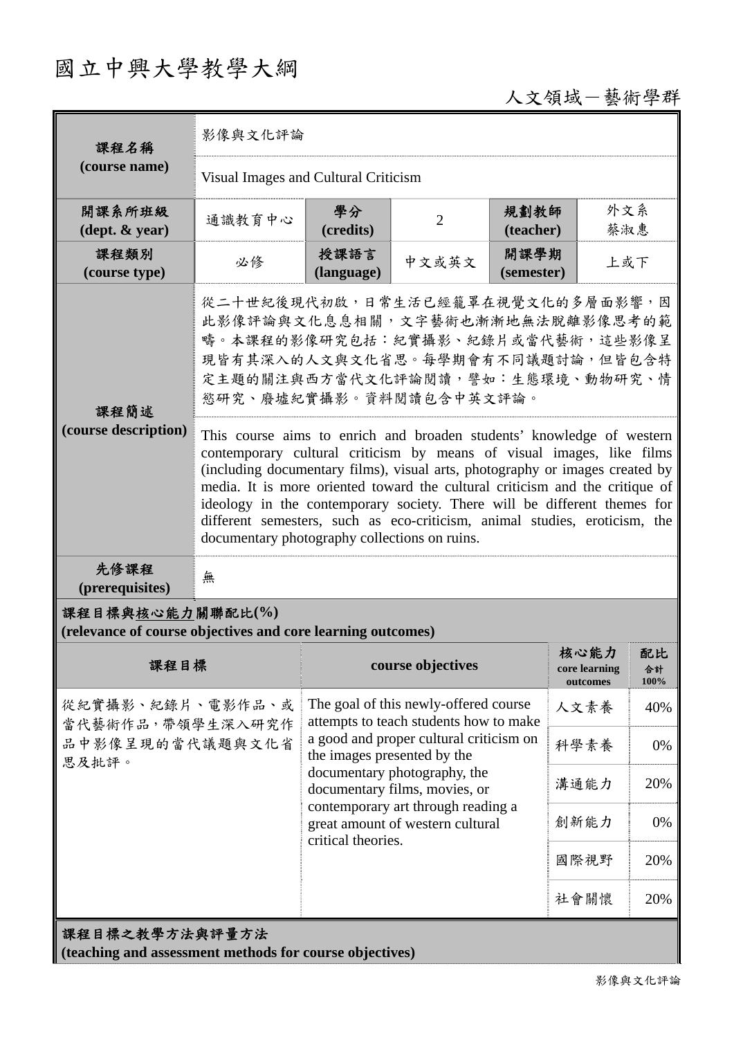# 國立中興大學教學大綱

人文領域－藝術學群

| 課程名稱 (course name) | 影像與文化評論 | | | | |
|---|---|---|---|---|---|
| | Visual Images and Cultural Criticism | | | | |
| 開課系所班級 (dept. & year) | 通識教育中心 | 學分 (credits) | 2 | 規劃教師 (teacher) | 外文系 蔡淑惠 |
| 課程類別 (course type) | 必修 | 授課語言 (language) | 中文或英文 | 開課學期 (semester) | 上或下 |
| 課程簡述 (course description) | 從二十世紀後現代初啟，日常生活已經籠罩在視覺文化的多層面影響，因此影像評論與文化息息相關，文字藝術也漸漸地無法脫離影像思考的範疇。本課程的影像研究包括：紀實攝影、紀錄片或當代藝術，這些影像呈現皆有其深入的人文與文化省思。每學期會有不同議題討論，但皆包含特定主題的關注與西方當代文化評論閱讀，譬如：生態環境、動物研究、情慾研究、廢墟紀實攝影。資料閱讀包含中英文評論。 | | | | |
| | This course aims to enrich and broaden students' knowledge of western contemporary cultural criticism by means of visual images, like films (including documentary films), visual arts, photography or images created by media. It is more oriented toward the cultural criticism and the critique of ideology in the contemporary society. There will be different themes for different semesters, such as eco-criticism, animal studies, eroticism, the documentary photography collections on ruins. | | | | |
| 先修課程 (prerequisites) | 無 | | | | |

**課程目標與核心能力關聯配比(%)**
**(relevance of course objectives and core learning outcomes)**

| 課程目標 | course objectives | 核心能力 core learning outcomes | 配比 合計 100% |
|---|---|---|---|
| 從紀實攝影、紀錄片、電影作品、或當代藝術作品，帶領學生深入研究作品中影像呈現的當代議題與文化省思及批評。 | The goal of this newly-offered course attempts to teach students how to make a good and proper cultural criticism on the images presented by the documentary photography, the documentary films, movies, or contemporary art through reading a great amount of western cultural critical theories. | 人文素養 | 40% |
| | | 科學素養 | 0% |
| | | 溝通能力 | 20% |
| | | 創新能力 | 0% |
| | | 國際視野 | 20% |
| | | 社會關懷 | 20% |

**課程目標之教學方法與評量方法**
**(teaching and assessment methods for course objectives)**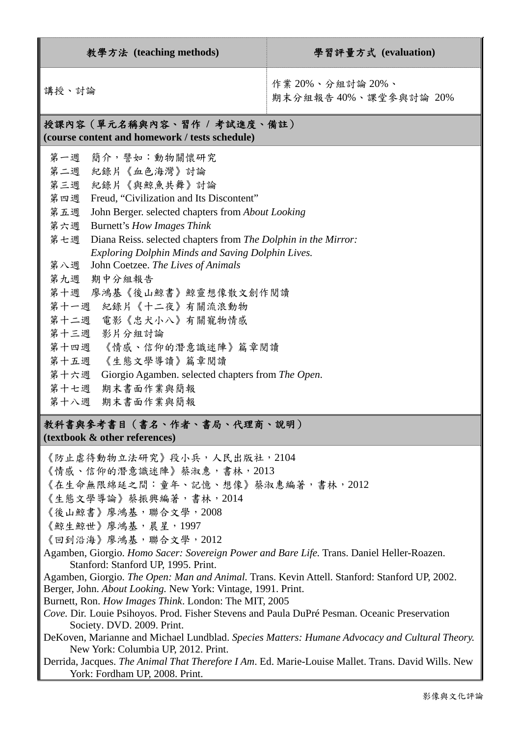| 教學方法 (teaching methods) | 學習評量方式 (evaluation) |
| --- | --- |
| 講授、討論 | 作業 20%、分組討論 20%、<br>期末分組報告 40%、課堂參與討論 20% |

## 授課內容（單元名稱與內容、習作 / 考試進度、備註）(course content and homework / tests schedule)

第一週　簡介，譬如：動物關懷研究
第二週　紀錄片《血色海灣》討論
第三週　紀錄片《與鯨魚共舞》討論
第四週　Freud, "Civilization and Its Discontent"
第五週　John Berger. selected chapters from *About Looking*
第六週　Burnett's *How Images Think*
第七週　Diana Reiss. selected chapters from *The Dolphin in the Mirror: Exploring Dolphin Minds and Saving Dolphin Lives.*
第八週　John Coetzee. *The Lives of Animals*
第九週　期中分組報告
第十週　廖鴻基《後山鯨書》鯨靈想像散文創作閱讀
第十一週　紀錄片《十二夜》有關流浪動物
第十二週　電影《忠犬小八》有關寵物情感
第十三週　影片分組討論
第十四週　《情感、信仰的潛意識迷陣》篇章閱讀
第十五週　《生態文學導讀》篇章閱讀
第十六週　Giorgio Agamben. selected chapters from *The Open.*
第十七週　期末書面作業與簡報
第十八週　期末書面作業與簡報

## 教科書與參考書目（書名、作者、書局、代理商、說明）(textbook & other references)

《防止虐待動物立法研究》段小兵，人民出版社，2104
《情感、信仰的潛意識迷陣》蔡淑惠，書林，2013
《在生命無限綿延之間：童年、記憶、想像》蔡淑惠編著，書林，2012
《生態文學導論》蔡振興編著，書林，2014
《後山鯨書》廖鴻基，聯合文學，2008
《鯨生鯨世》廖鴻基，晨星，1997
《回到沿海》廖鴻基，聯合文學，2012

Agamben, Giorgio. *Homo Sacer: Sovereign Power and Bare Life.* Trans. Daniel Heller-Roazen. Stanford: Stanford UP, 1995. Print.

Agamben, Giorgio. *The Open: Man and Animal.* Trans. Kevin Attell. Stanford: Stanford UP, 2002.

Berger, John. *About Looking.* New York: Vintage, 1991. Print.

Burnett, Ron. *How Images Think*. London: The MIT, 2005

*Cove.* Dir. Louie Psihoyos. Prod. Fisher Stevens and Paula DuPré Pesman. Oceanic Preservation Society. DVD. 2009. Print.

DeKoven, Marianne and Michael Lundblad. *Species Matters: Humane Advocacy and Cultural Theory.* New York: Columbia UP, 2012. Print.

Derrida, Jacques. *The Animal That Therefore I Am*. Ed. Marie-Louise Mallet. Trans. David Wills. New York: Fordham UP, 2008. Print.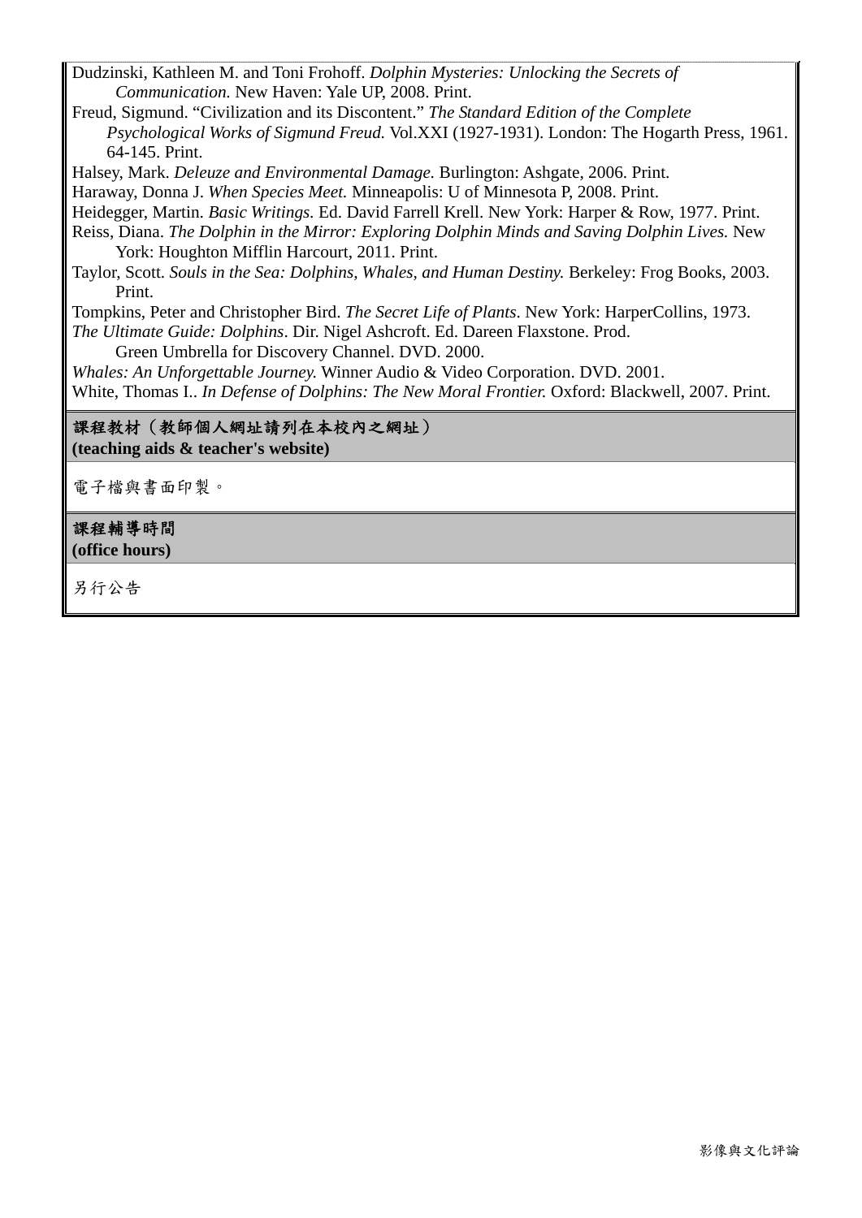Dudzinski, Kathleen M. and Toni Frohoff. *Dolphin Mysteries: Unlocking the Secrets of Communication.* New Haven: Yale UP, 2008. Print.

Freud, Sigmund. "Civilization and its Discontent." *The Standard Edition of the Complete Psychological Works of Sigmund Freud.* Vol.XXI (1927-1931). London: The Hogarth Press, 1961. 64-145. Print.

Halsey, Mark. *Deleuze and Environmental Damage.* Burlington: Ashgate, 2006. Print.

Haraway, Donna J. *When Species Meet.* Minneapolis: U of Minnesota P, 2008. Print.

Heidegger, Martin. *Basic Writings.* Ed. David Farrell Krell. New York: Harper & Row, 1977. Print.

Reiss, Diana. *The Dolphin in the Mirror: Exploring Dolphin Minds and Saving Dolphin Lives.* New York: Houghton Mifflin Harcourt, 2011. Print.

Taylor, Scott. *Souls in the Sea: Dolphins, Whales, and Human Destiny.* Berkeley: Frog Books, 2003. Print.

Tompkins, Peter and Christopher Bird. *The Secret Life of Plants*. New York: HarperCollins, 1973.

*The Ultimate Guide: Dolphins*. Dir. Nigel Ashcroft. Ed. Dareen Flaxstone. Prod. Green Umbrella for Discovery Channel. DVD. 2000.

*Whales: An Unforgettable Journey.* Winner Audio & Video Corporation. DVD. 2001.

White, Thomas I.. *In Defense of Dolphins: The New Moral Frontier.* Oxford: Blackwell, 2007. Print.

**課程教材（教師個人網址請列在本校內之網址）**
**(teaching aids & teacher's website)**

電子檔與書面印製。

**課程輔導時間**
**(office hours)**

另行公告